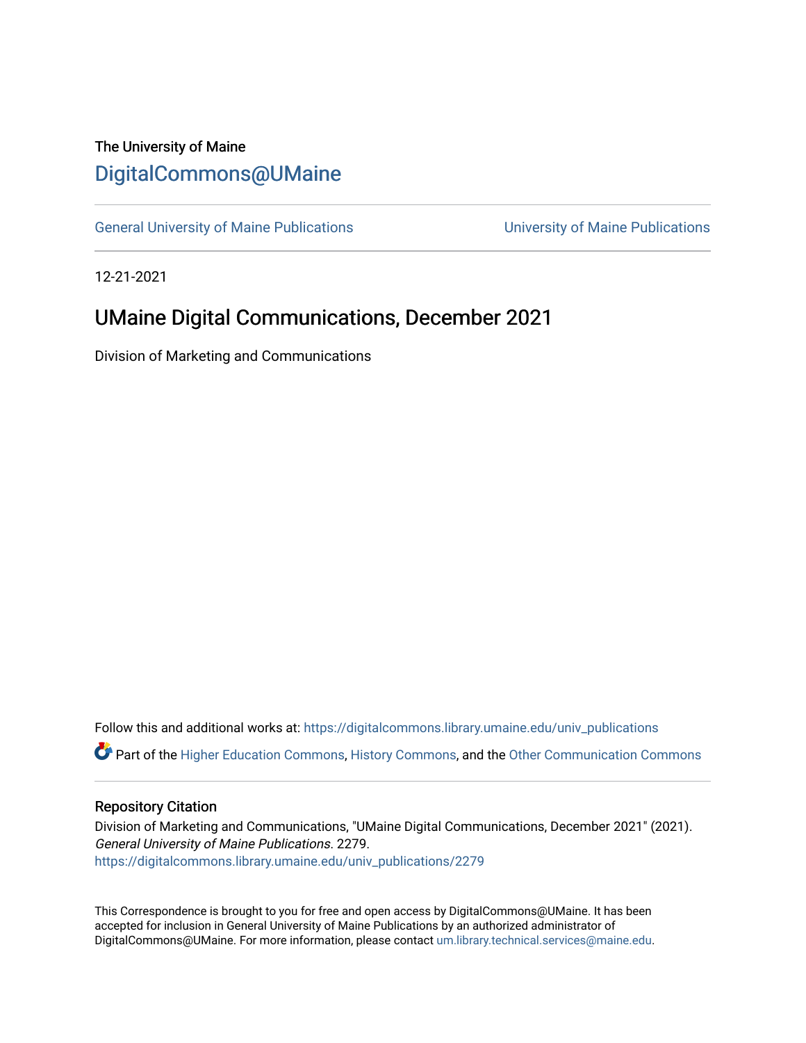The University of Maine

DigitalCommons@UMaine

General University of Maine Publications | University of Maine Publications

12-21-2021

# UMaine Digital Communications, December 2021

Division of Marketing and Communications

Follow this and additional works at: https://digitalcommons.library.umaine.edu/univ_publications

Part of the Higher Education Commons, History Commons, and the Other Communication Commons

## Repository Citation

Division of Marketing and Communications, "UMaine Digital Communications, December 2021" (2021). *General University of Maine Publications*. 2279.
https://digitalcommons.library.umaine.edu/univ_publications/2279

This Correspondence is brought to you for free and open access by DigitalCommons@UMaine. It has been accepted for inclusion in General University of Maine Publications by an authorized administrator of DigitalCommons@UMaine. For more information, please contact um.library.technical.services@maine.edu.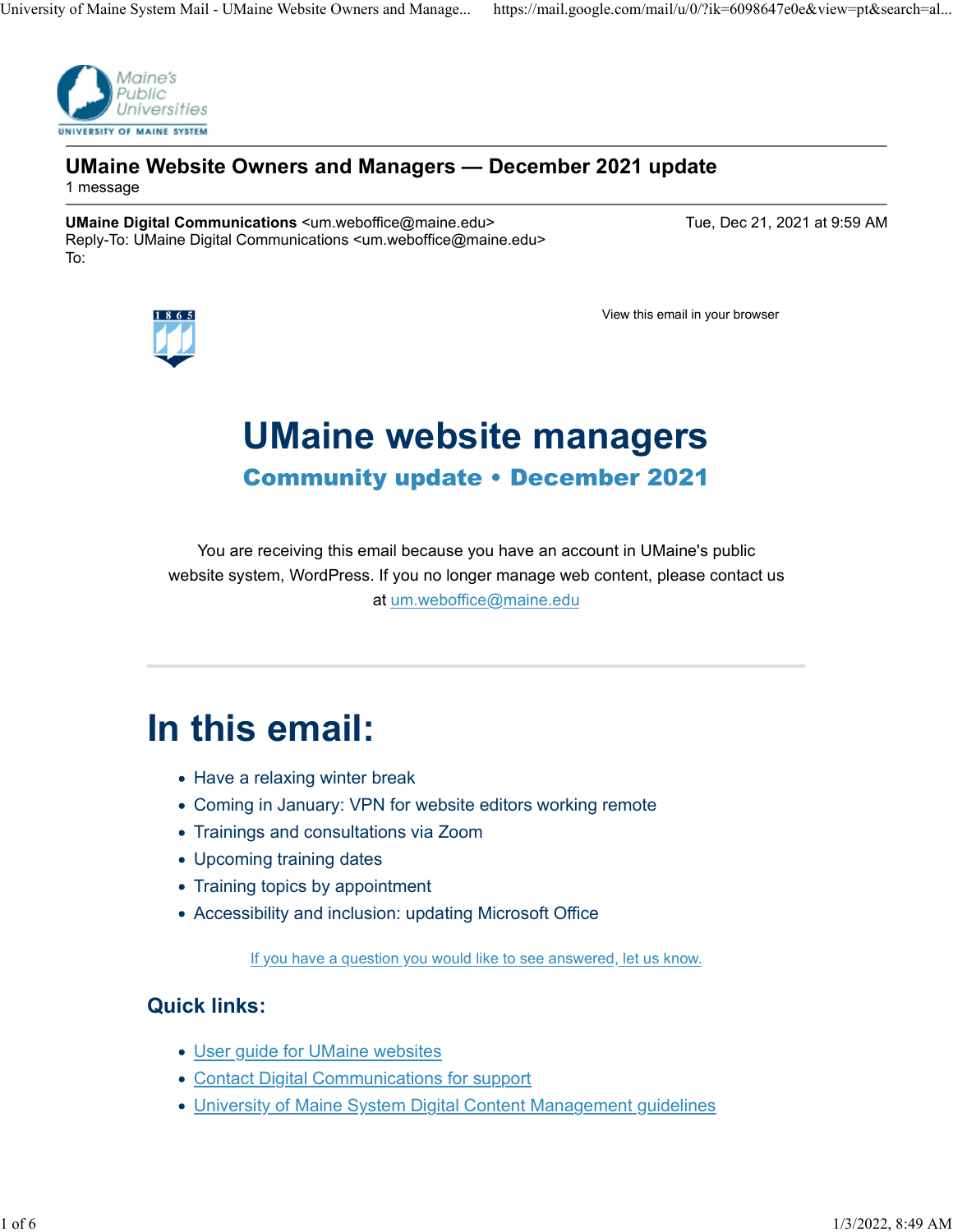Maine's Public Universities
UNIVERSITY OF MAINE SYSTEM

## UMaine Website Owners and Managers — December 2021 update

1 message

**UMaine Digital Communications** <um.weboffice@maine.edu>  Tue, Dec 21, 2021 at 9:59 AM
Reply-To: UMaine Digital Communications <um.weboffice@maine.edu>
To:

View this email in your browser

# UMaine website managers

### Community update • December 2021

You are receiving this email because you have an account in UMaine's public website system, WordPress. If you no longer manage web content, please contact us at um.weboffice@maine.edu

---

# In this email:

- Have a relaxing winter break
- Coming in January: VPN for website editors working remote
- Trainings and consultations via Zoom
- Upcoming training dates
- Training topics by appointment
- Accessibility and inclusion: updating Microsoft Office

If you have a question you would like to see answered, let us know.

### Quick links:

- User guide for UMaine websites
- Contact Digital Communications for support
- University of Maine System Digital Content Management guidelines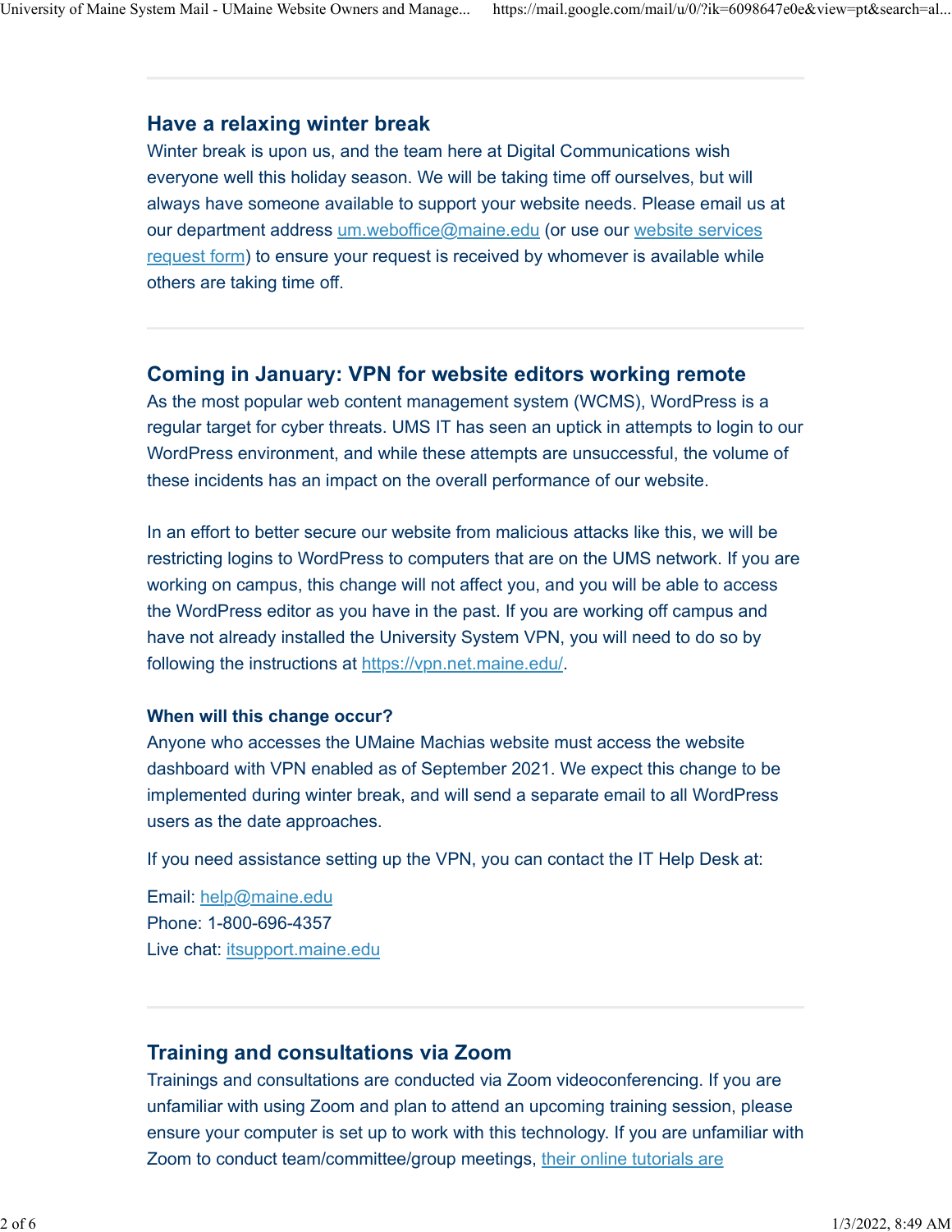## Have a relaxing winter break

Winter break is upon us, and the team here at Digital Communications wish everyone well this holiday season. We will be taking time off ourselves, but will always have someone available to support your website needs. Please email us at our department address um.weboffice@maine.edu (or use our website services request form) to ensure your request is received by whomever is available while others are taking time off.

---

## Coming in January: VPN for website editors working remote

As the most popular web content management system (WCMS), WordPress is a regular target for cyber threats. UMS IT has seen an uptick in attempts to login to our WordPress environment, and while these attempts are unsuccessful, the volume of these incidents has an impact on the overall performance of our website.

In an effort to better secure our website from malicious attacks like this, we will be restricting logins to WordPress to computers that are on the UMS network. If you are working on campus, this change will not affect you, and you will be able to access the WordPress editor as you have in the past. If you are working off campus and have not already installed the University System VPN, you will need to do so by following the instructions at https://vpn.net.maine.edu/.

### When will this change occur?

Anyone who accesses the UMaine Machias website must access the website dashboard with VPN enabled as of September 2021. We expect this change to be implemented during winter break, and will send a separate email to all WordPress users as the date approaches.

If you need assistance setting up the VPN, you can contact the IT Help Desk at:

Email: help@maine.edu
Phone: 1-800-696-4357
Live chat: itsupport.maine.edu

---

## Training and consultations via Zoom

Trainings and consultations are conducted via Zoom videoconferencing. If you are unfamiliar with using Zoom and plan to attend an upcoming training session, please ensure your computer is set up to work with this technology. If you are unfamiliar with Zoom to conduct team/committee/group meetings, their online tutorials are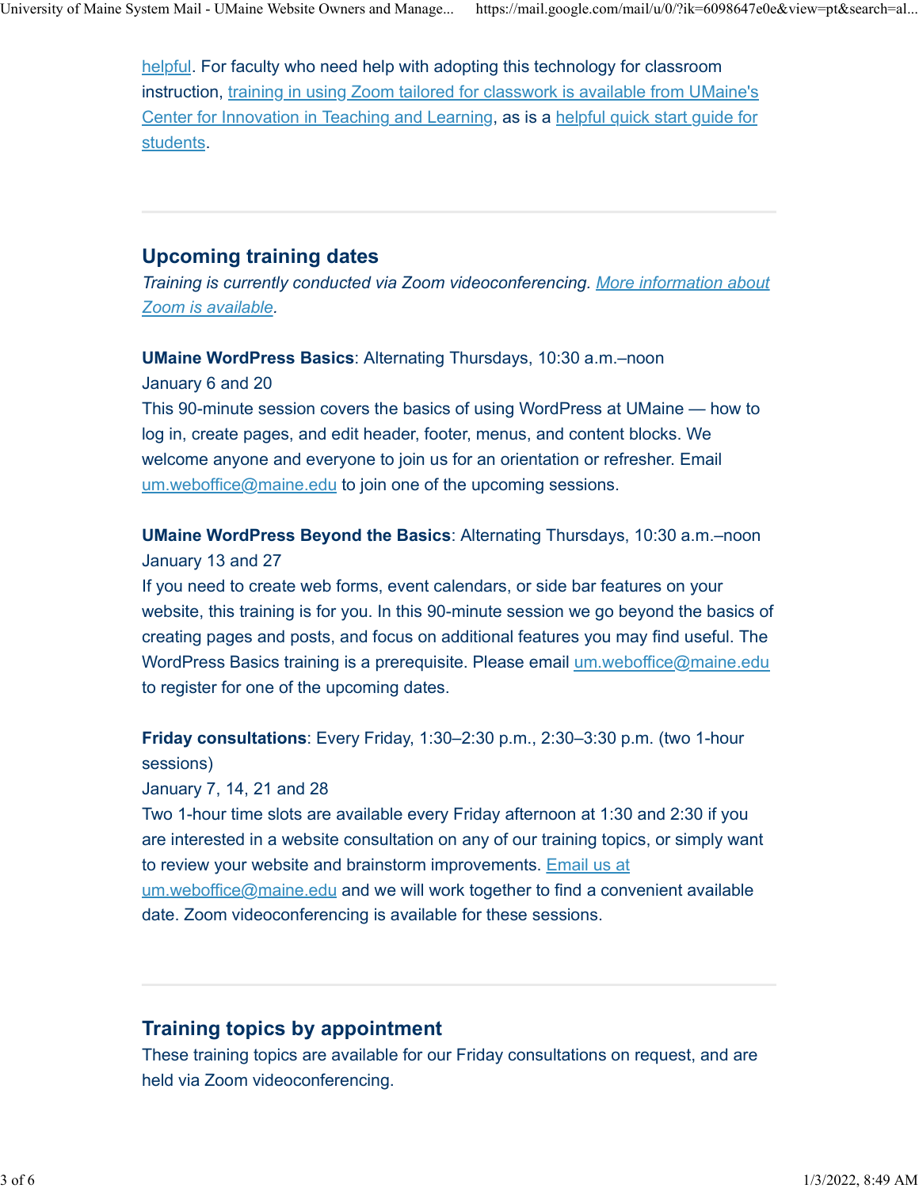helpful. For faculty who need help with adopting this technology for classroom instruction, training in using Zoom tailored for classwork is available from UMaine's Center for Innovation in Teaching and Learning, as is a helpful quick start guide for students.

---

## Upcoming training dates

*Training is currently conducted via Zoom videoconferencing. More information about Zoom is available.*

**UMaine WordPress Basics**: Alternating Thursdays, 10:30 a.m.–noon
January 6 and 20
This 90-minute session covers the basics of using WordPress at UMaine — how to log in, create pages, and edit header, footer, menus, and content blocks. We welcome anyone and everyone to join us for an orientation or refresher. Email um.weboffice@maine.edu to join one of the upcoming sessions.

**UMaine WordPress Beyond the Basics**: Alternating Thursdays, 10:30 a.m.–noon
January 13 and 27
If you need to create web forms, event calendars, or side bar features on your website, this training is for you. In this 90-minute session we go beyond the basics of creating pages and posts, and focus on additional features you may find useful. The WordPress Basics training is a prerequisite. Please email um.weboffice@maine.edu to register for one of the upcoming dates.

**Friday consultations**: Every Friday, 1:30–2:30 p.m., 2:30–3:30 p.m. (two 1-hour sessions)
January 7, 14, 21 and 28
Two 1-hour time slots are available every Friday afternoon at 1:30 and 2:30 if you are interested in a website consultation on any of our training topics, or simply want to review your website and brainstorm improvements. Email us at um.weboffice@maine.edu and we will work together to find a convenient available date. Zoom videoconferencing is available for these sessions.

---

## Training topics by appointment

These training topics are available for our Friday consultations on request, and are held via Zoom videoconferencing.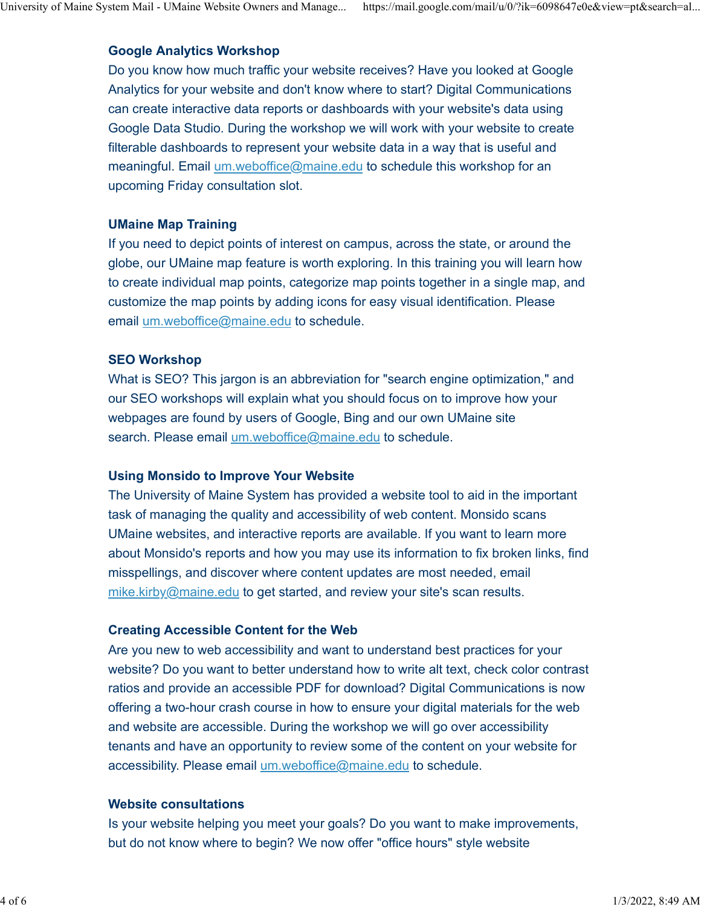**Google Analytics Workshop**

Do you know how much traffic your website receives? Have you looked at Google Analytics for your website and don't know where to start? Digital Communications can create interactive data reports or dashboards with your website's data using Google Data Studio. During the workshop we will work with your website to create filterable dashboards to represent your website data in a way that is useful and meaningful. Email um.weboffice@maine.edu to schedule this workshop for an upcoming Friday consultation slot.

**UMaine Map Training**

If you need to depict points of interest on campus, across the state, or around the globe, our UMaine map feature is worth exploring. In this training you will learn how to create individual map points, categorize map points together in a single map, and customize the map points by adding icons for easy visual identification. Please email um.weboffice@maine.edu to schedule.

**SEO Workshop**

What is SEO? This jargon is an abbreviation for "search engine optimization," and our SEO workshops will explain what you should focus on to improve how your webpages are found by users of Google, Bing and our own UMaine site search. Please email um.weboffice@maine.edu to schedule.

**Using Monsido to Improve Your Website**

The University of Maine System has provided a website tool to aid in the important task of managing the quality and accessibility of web content. Monsido scans UMaine websites, and interactive reports are available. If you want to learn more about Monsido's reports and how you may use its information to fix broken links, find misspellings, and discover where content updates are most needed, email mike.kirby@maine.edu to get started, and review your site's scan results.

**Creating Accessible Content for the Web**

Are you new to web accessibility and want to understand best practices for your website? Do you want to better understand how to write alt text, check color contrast ratios and provide an accessible PDF for download? Digital Communications is now offering a two-hour crash course in how to ensure your digital materials for the web and website are accessible. During the workshop we will go over accessibility tenants and have an opportunity to review some of the content on your website for accessibility. Please email um.weboffice@maine.edu to schedule.

**Website consultations**

Is your website helping you meet your goals? Do you want to make improvements, but do not know where to begin? We now offer "office hours" style website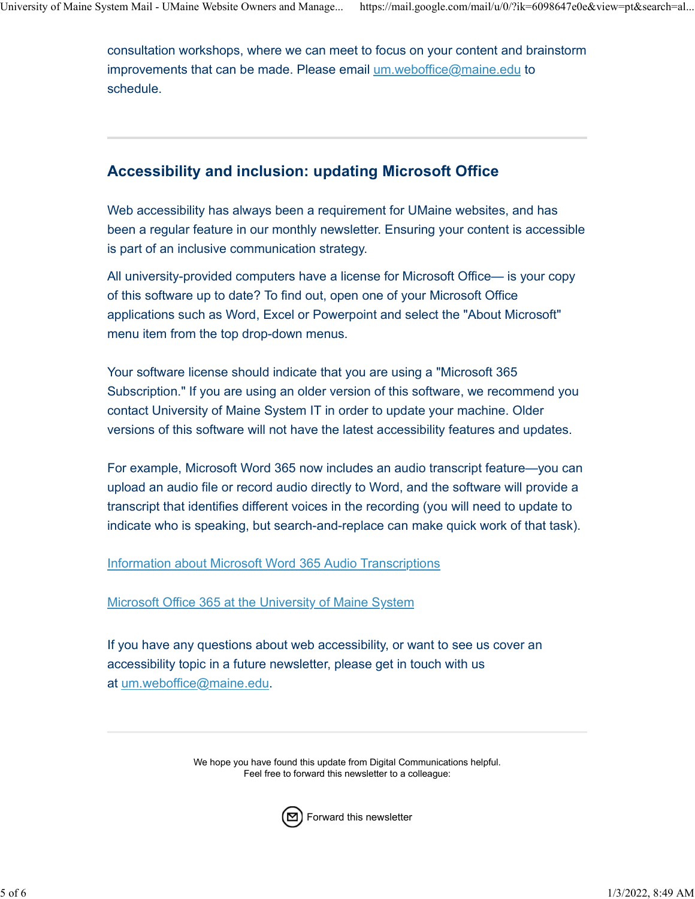consultation workshops, where we can meet to focus on your content and brainstorm improvements that can be made. Please email [um.weboffice@maine.edu](mailto:um.weboffice@maine.edu) to schedule.

---

## Accessibility and inclusion: updating Microsoft Office

Web accessibility has always been a requirement for UMaine websites, and has been a regular feature in our monthly newsletter. Ensuring your content is accessible is part of an inclusive communication strategy.

All university-provided computers have a license for Microsoft Office— is your copy of this software up to date? To find out, open one of your Microsoft Office applications such as Word, Excel or Powerpoint and select the "About Microsoft" menu item from the top drop-down menus.

Your software license should indicate that you are using a "Microsoft 365 Subscription." If you are using an older version of this software, we recommend you contact University of Maine System IT in order to update your machine. Older versions of this software will not have the latest accessibility features and updates.

For example, Microsoft Word 365 now includes an audio transcript feature—you can upload an audio file or record audio directly to Word, and the software will provide a transcript that identifies different voices in the recording (you will need to update to indicate who is speaking, but search-and-replace can make quick work of that task).

Information about Microsoft Word 365 Audio Transcriptions

Microsoft Office 365 at the University of Maine System

If you have any questions about web accessibility, or want to see us cover an accessibility topic in a future newsletter, please get in touch with us at [um.weboffice@maine.edu](mailto:um.weboffice@maine.edu).

---

We hope you have found this update from Digital Communications helpful.
Feel free to forward this newsletter to a colleague:

Forward this newsletter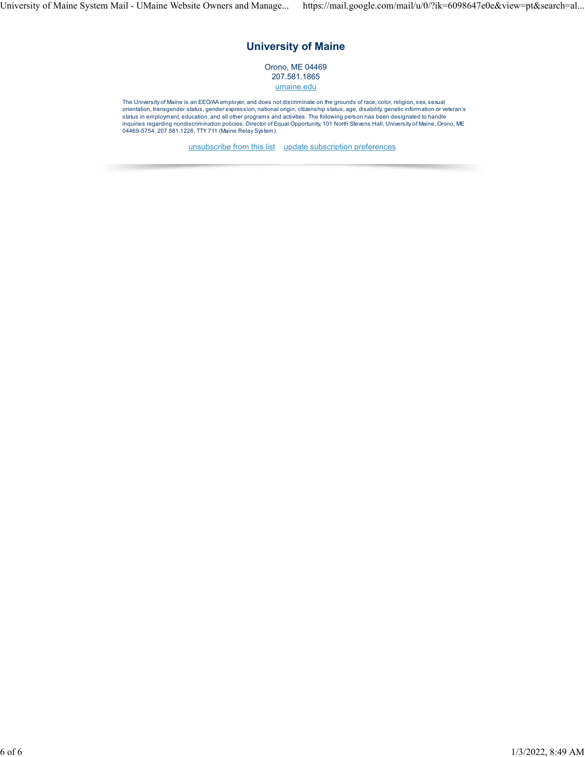## University of Maine

Orono, ME 04469
207.581.1865
umaine.edu

The University of Maine is an EEO/AA employer, and does not discriminate on the grounds of race, color, religion, sex, sexual orientation, transgender status, gender expression, national origin, citizenship status, age, disability, genetic information or veteran's status in employment, education, and all other programs and activities. The following person has been designated to handle inquiries regarding nondiscrimination policies: Director of Equal Opportunity, 101 North Stevens Hall, University of Maine, Orono, ME 04469-5754, 207.581.1226, TTY 711 (Maine Relay System).

unsubscribe from this list    update subscription preferences